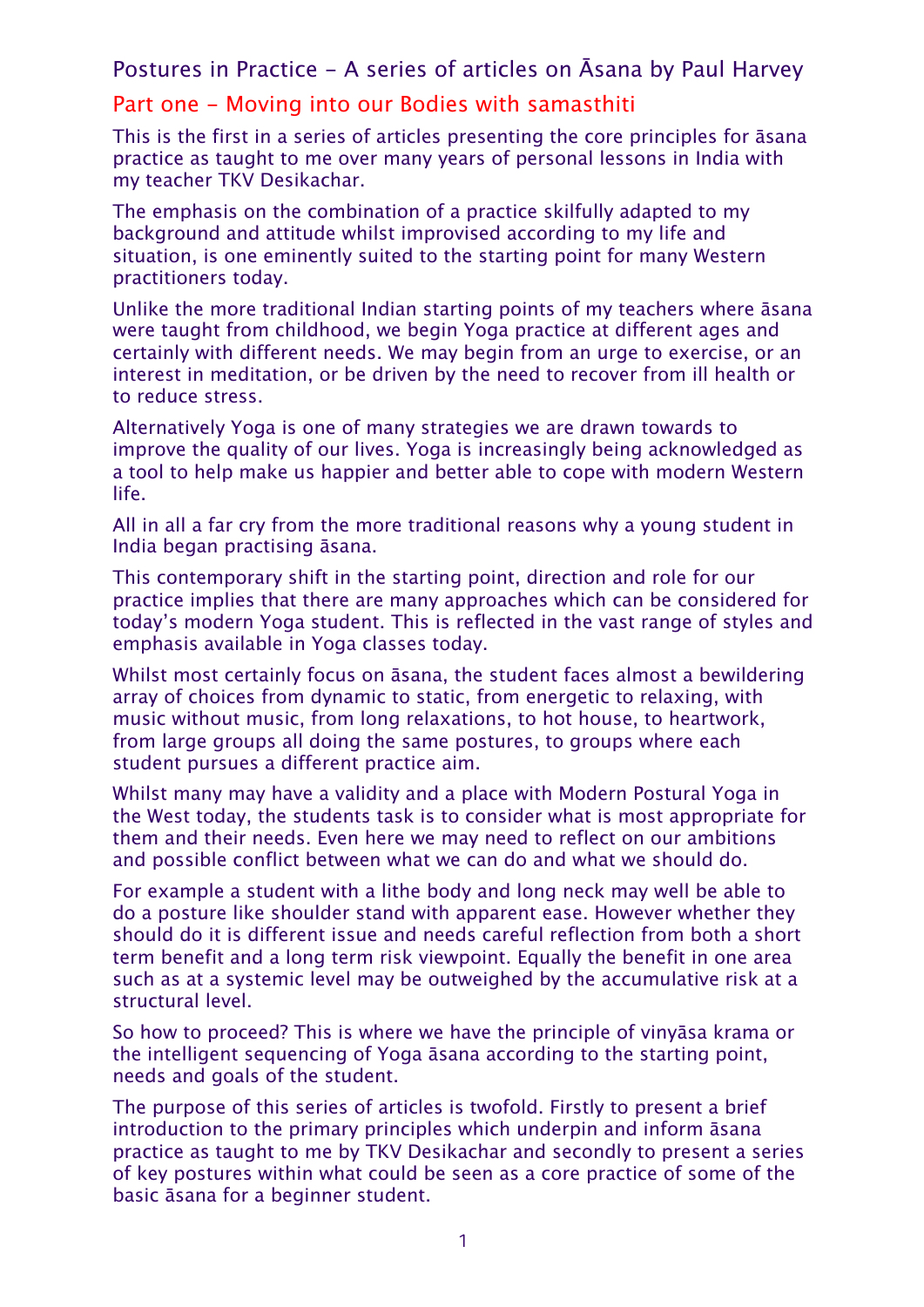# Postures in Practice - A series of articles on Āsana by Paul Harvey

## Part one - Moving into our Bodies with samasthiti

This is the first in a series of articles presenting the core principles for āsana practice as taught to me over many years of personal lessons in India with my teacher TKV Desikachar.

The emphasis on the combination of a practice skilfully adapted to my background and attitude whilst improvised according to my life and situation, is one eminently suited to the starting point for many Western practitioners today.

Unlike the more traditional Indian starting points of my teachers where āsana were taught from childhood, we begin Yoga practice at different ages and certainly with different needs. We may begin from an urge to exercise, or an interest in meditation, or be driven by the need to recover from ill health or to reduce stress.

Alternatively Yoga is one of many strategies we are drawn towards to improve the quality of our lives. Yoga is increasingly being acknowledged as a tool to help make us happier and better able to cope with modern Western life.

All in all a far cry from the more traditional reasons why a young student in India began practising āsana.

This contemporary shift in the starting point, direction and role for our practice implies that there are many approaches which can be considered for today's modern Yoga student. This is reflected in the vast range of styles and emphasis available in Yoga classes today.

Whilst most certainly focus on āsana, the student faces almost a bewildering array of choices from dynamic to static, from energetic to relaxing, with music without music, from long relaxations, to hot house, to heartwork, from large groups all doing the same postures, to groups where each student pursues a different practice aim.

Whilst many may have a validity and a place with Modern Postural Yoga in the West today, the students task is to consider what is most appropriate for them and their needs. Even here we may need to reflect on our ambitions and possible conflict between what we can do and what we should do.

For example a student with a lithe body and long neck may well be able to do a posture like shoulder stand with apparent ease. However whether they should do it is different issue and needs careful reflection from both a short term benefit and a long term risk viewpoint. Equally the benefit in one area such as at a systemic level may be outweighed by the accumulative risk at a structural level.

So how to proceed? This is where we have the principle of vinyāsa krama or the intelligent sequencing of Yoga āsana according to the starting point, needs and goals of the student.

The purpose of this series of articles is twofold. Firstly to present a brief introduction to the primary principles which underpin and inform āsana practice as taught to me by TKV Desikachar and secondly to present a series of key postures within what could be seen as a core practice of some of the basic āsana for a beginner student.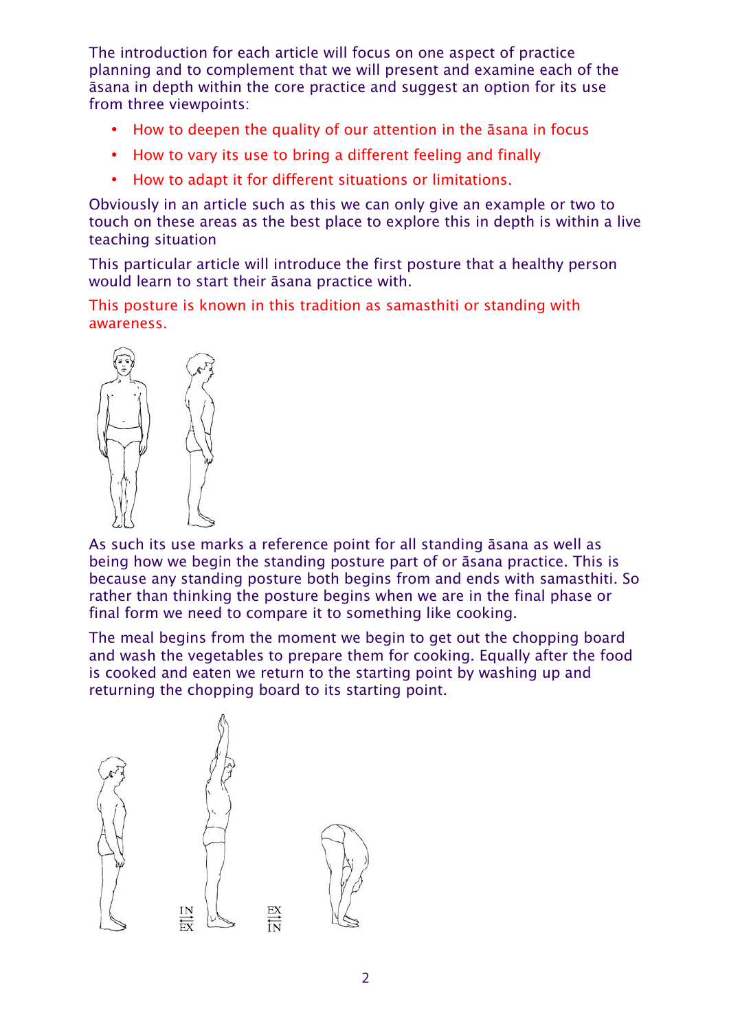The introduction for each article will focus on one aspect of practice planning and to complement that we will present and examine each of the āsana in depth within the core practice and suggest an option for its use from three viewpoints:

- How to deepen the quality of our attention in the āsana in focus
- How to vary its use to bring a different feeling and finally
- How to adapt it for different situations or limitations.

Obviously in an article such as this we can only give an example or two to touch on these areas as the best place to explore this in depth is within a live teaching situation

This particular article will introduce the first posture that a healthy person would learn to start their āsana practice with.

This posture is known in this tradition as samasthiti or standing with awareness.

As such its use marks a reference point for all standing āsana as well as being how we begin the standing posture part of or āsana practice. This is because any standing posture both begins from and ends with samasthiti. So rather than thinking the posture begins when we are in the final phase or final form we need to compare it to something like cooking.

The meal begins from the moment we begin to get out the chopping board and wash the vegetables to prepare them for cooking. Equally after the food is cooked and eaten we return to the starting point by washing up and returning the chopping board to its starting point.

IN ⇄ EX    EX ⇄ IN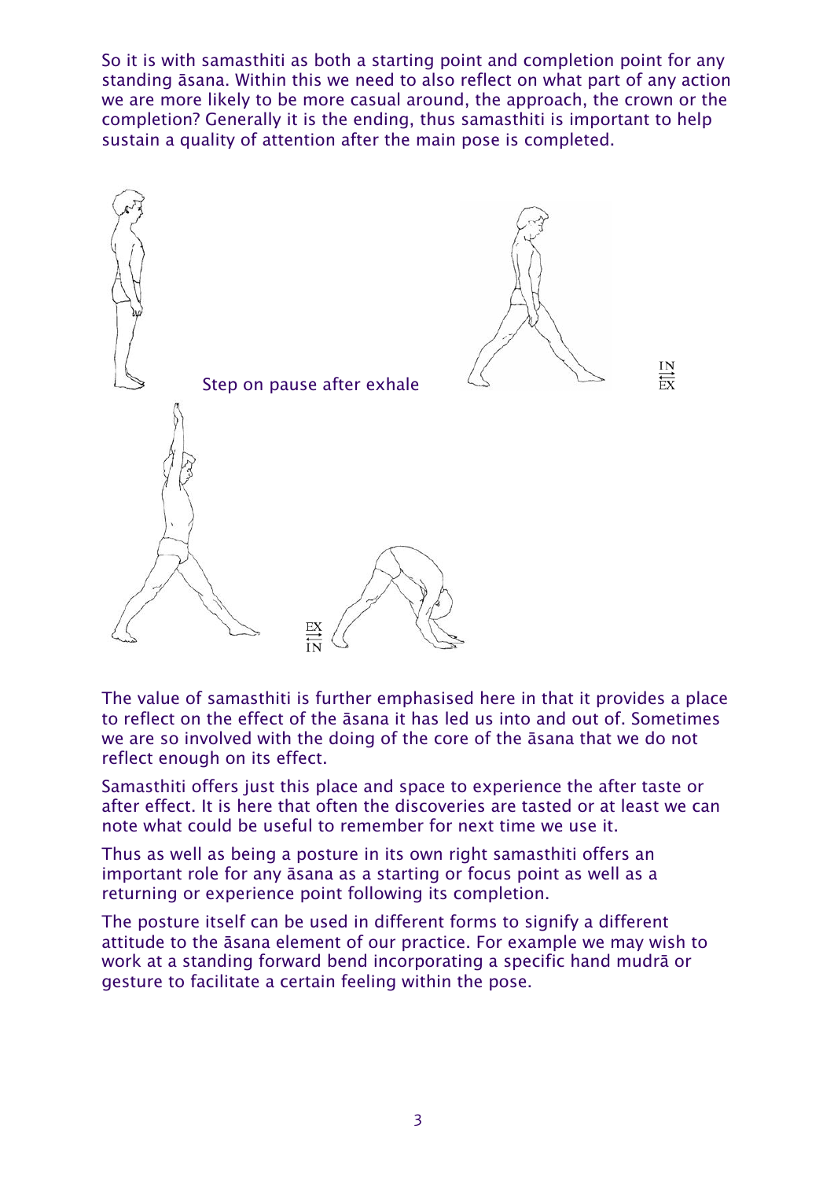So it is with samasthiti as both a starting point and completion point for any standing āsana. Within this we need to also reflect on what part of any action we are more likely to be more casual around, the approach, the crown or the completion? Generally it is the ending, thus samasthiti is important to help sustain a quality of attention after the main pose is completed.

Step on pause after exhale

IN
EX

EX
IN

The value of samasthiti is further emphasised here in that it provides a place to reflect on the effect of the āsana it has led us into and out of. Sometimes we are so involved with the doing of the core of the āsana that we do not reflect enough on its effect.

Samasthiti offers just this place and space to experience the after taste or after effect. It is here that often the discoveries are tasted or at least we can note what could be useful to remember for next time we use it.

Thus as well as being a posture in its own right samasthiti offers an important role for any āsana as a starting or focus point as well as a returning or experience point following its completion.

The posture itself can be used in different forms to signify a different attitude to the āsana element of our practice. For example we may wish to work at a standing forward bend incorporating a specific hand mudrā or gesture to facilitate a certain feeling within the pose.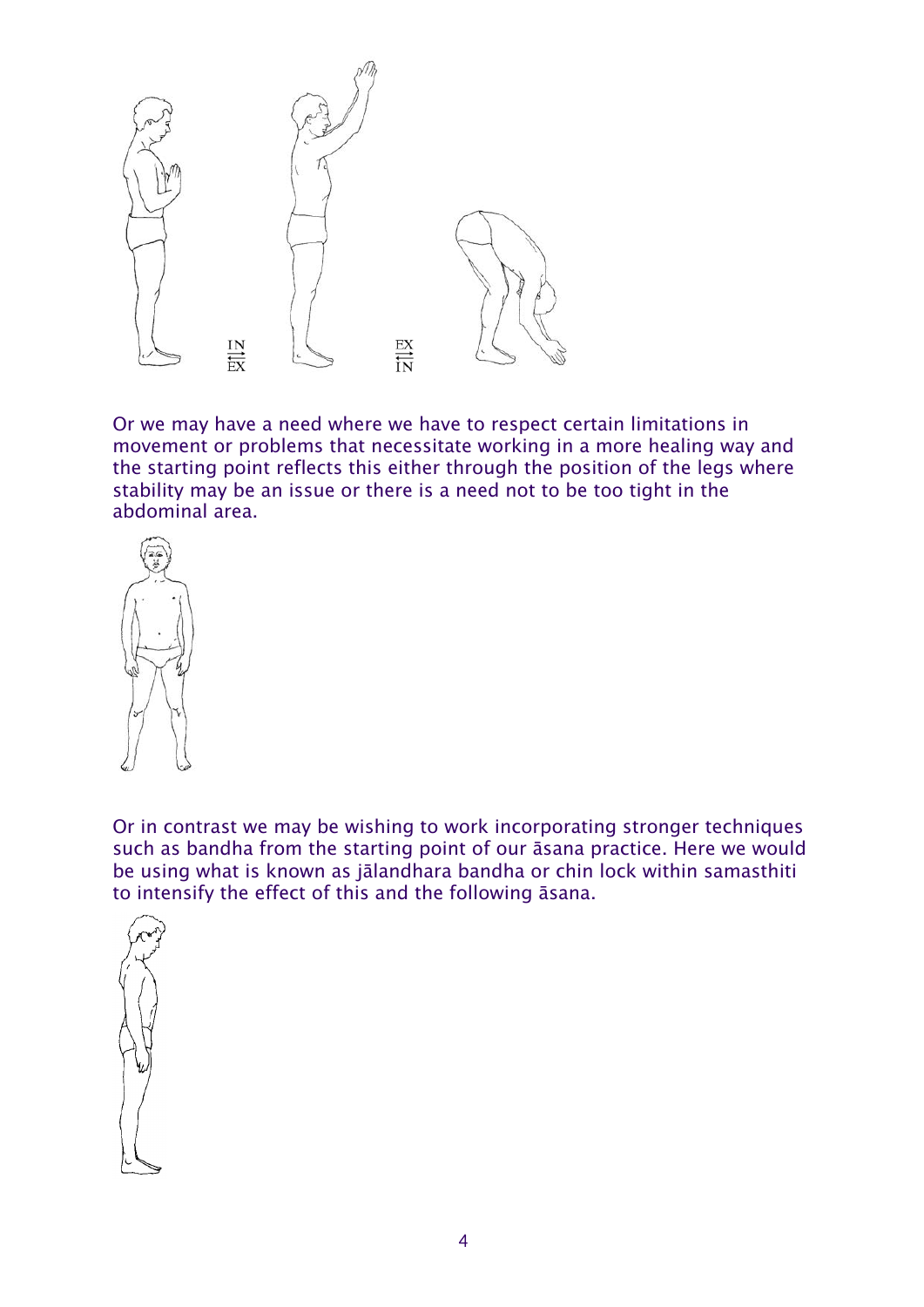Or we may have a need where we have to respect certain limitations in movement or problems that necessitate working in a more healing way and the starting point reflects this either through the position of the legs where stability may be an issue or there is a need not to be too tight in the abdominal area.

Or in contrast we may be wishing to work incorporating stronger techniques such as bandha from the starting point of our āsana practice. Here we would be using what is known as jālandhara bandha or chin lock within samasthiti to intensify the effect of this and the following āsana.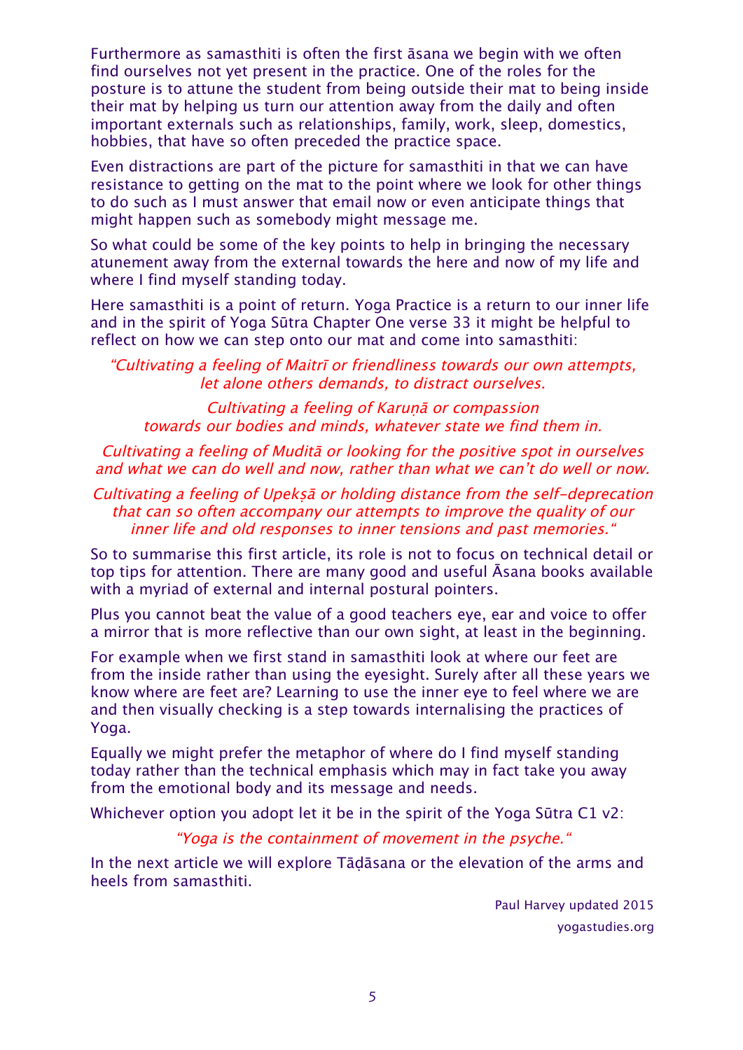Furthermore as samasthiti is often the first āsana we begin with we often find ourselves not yet present in the practice. One of the roles for the posture is to attune the student from being outside their mat to being inside their mat by helping us turn our attention away from the daily and often important externals such as relationships, family, work, sleep, domestics, hobbies, that have so often preceded the practice space.

Even distractions are part of the picture for samasthiti in that we can have resistance to getting on the mat to the point where we look for other things to do such as I must answer that email now or even anticipate things that might happen such as somebody might message me.

So what could be some of the key points to help in bringing the necessary atunement away from the external towards the here and now of my life and where I find myself standing today.

Here samasthiti is a point of return. Yoga Practice is a return to our inner life and in the spirit of Yoga Sūtra Chapter One verse 33 it might be helpful to reflect on how we can step onto our mat and come into samasthiti:

*"Cultivating a feeling of Maitrī or friendliness towards our own attempts, let alone others demands, to distract ourselves.*

*Cultivating a feeling of Karuṇā or compassion towards our bodies and minds, whatever state we find them in.*

*Cultivating a feeling of Muditā or looking for the positive spot in ourselves and what we can do well and now, rather than what we can't do well or now.*

*Cultivating a feeling of Upekṣā or holding distance from the self-deprecation that can so often accompany our attempts to improve the quality of our inner life and old responses to inner tensions and past memories."*

So to summarise this first article, its role is not to focus on technical detail or top tips for attention. There are many good and useful Āsana books available with a myriad of external and internal postural pointers.

Plus you cannot beat the value of a good teachers eye, ear and voice to offer a mirror that is more reflective than our own sight, at least in the beginning.

For example when we first stand in samasthiti look at where our feet are from the inside rather than using the eyesight. Surely after all these years we know where are feet are? Learning to use the inner eye to feel where we are and then visually checking is a step towards internalising the practices of Yoga.

Equally we might prefer the metaphor of where do I find myself standing today rather than the technical emphasis which may in fact take you away from the emotional body and its message and needs.

Whichever option you adopt let it be in the spirit of the Yoga Sūtra C1 v2:

*"Yoga is the containment of movement in the psyche."*

In the next article we will explore Tāḍāsana or the elevation of the arms and heels from samasthiti.

Paul Harvey updated 2015

yogastudies.org